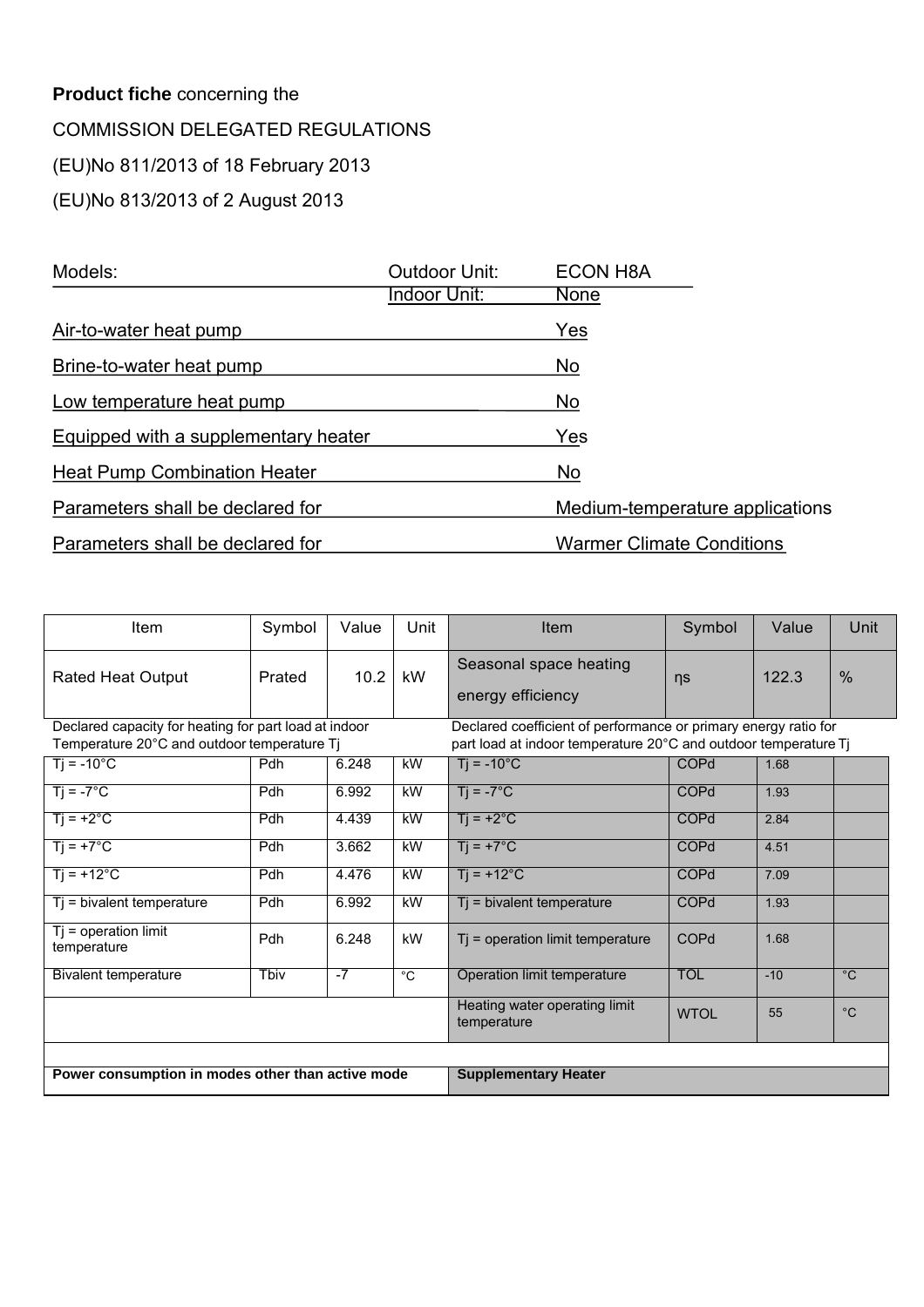**Product fiche** concerning the

COMMISSION DELEGATED REGULATIONS

(EU)No 811/2013 of 18 February 2013

(EU)No 813/2013 of 2 August 2013

| Models: | Outdoor Unit: | ECON H8A |
|---|---|---|
| | Indoor Unit: | None |
| Air-to-water heat pump | | Yes |
| Brine-to-water heat pump | | No |
| Low temperature heat pump | | No |
| Equipped with a supplementary heater | | Yes |
| Heat Pump Combination Heater | | No |
| Parameters shall be declared for | | Medium-temperature applications |
| Parameters shall be declared for | | Warmer Climate Conditions |

| Item | Symbol | Value | Unit | Item | Symbol | Value | Unit |
|---|---|---|---|---|---|---|---|
| Rated Heat Output | Prated | 10.2 | kW | Seasonal space heating energy efficiency | ηs | 122.3 | % |
| Declared capacity for heating for part load at indoor Temperature 20°C and outdoor temperature Tj | | | | Declared coefficient of performance or primary energy ratio for part load at indoor temperature 20°C and outdoor temperature Tj | | | |
| Tj = -10°C | Pdh | 6.248 | kW | Tj = -10°C | COPd | 1.68 | |
| Tj = -7°C | Pdh | 6.992 | kW | Tj = -7°C | COPd | 1.93 | |
| Tj = +2°C | Pdh | 4.439 | kW | Tj = +2°C | COPd | 2.84 | |
| Tj = +7°C | Pdh | 3.662 | kW | Tj = +7°C | COPd | 4.51 | |
| Tj = +12°C | Pdh | 4.476 | kW | Tj = +12°C | COPd | 7.09 | |
| Tj = bivalent temperature | Pdh | 6.992 | kW | Tj = bivalent temperature | COPd | 1.93 | |
| Tj = operation limit temperature | Pdh | 6.248 | kW | Tj = operation limit temperature | COPd | 1.68 | |
| Bivalent temperature | Tbiv | -7 | °C | Operation limit temperature | TOL | -10 | °C |
| | | | | Heating water operating limit temperature | WTOL | 55 | °C |
| | | | | | | | |
| **Power consumption in modes other than active mode** | | | | **Supplementary Heater** | | | |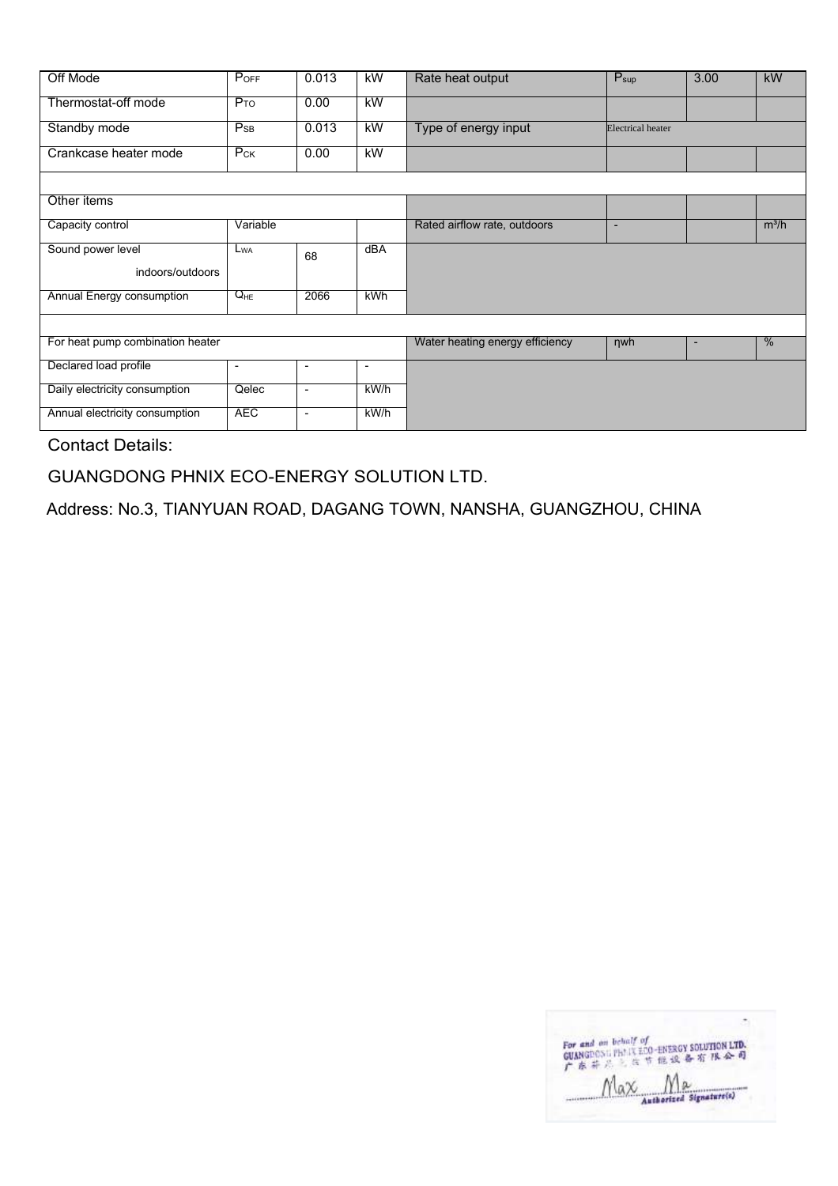| Off Mode | $P_{OFF}$ | 0.013 | kW | Rate heat output | $P_{sup}$ | 3.00 | kW |
|---|---|---|---|---|---|---|---|
| Thermostat-off mode | $P_{TO}$ | 0.00 | kW | | | | |
| Standby mode | $P_{SB}$ | 0.013 | kW | Type of energy input | Electrical heater | | |
| Crankcase heater mode | $P_{CK}$ | 0.00 | kW | | | | |
| | | | | | | | |
| Other items | | | | | | | |
| Capacity control | Variable | | | Rated airflow rate, outdoors | - | | $m^3/h$ |
| Sound power level indoors/outdoors | $L_{WA}$ | 68 | dBA | | | | |
| Annual Energy consumption | $Q_{HE}$ | 2066 | kWh | | | | |
| | | | | | | | |
| For heat pump combination heater | | | | Water heating energy efficiency | ηwh | - | % |
| Declared load profile | - | - | - | | | | |
| Daily electricity consumption | Qelec | - | kW/h | | | | |
| Annual electricity consumption | AEC | - | kW/h | | | | |

Contact Details:

GUANGDONG PHNIX ECO-ENERGY SOLUTION LTD.

Address: No.3, TIANYUAN ROAD, DAGANG TOWN, NANSHA, GUANGZHOU, CHINA

For and on behalf of
GUANGDONG PHNIX ECO-ENERGY SOLUTION LTD.
广东芬尼克兹节能设备有限公司

Max Ma

Authorized Signature(s)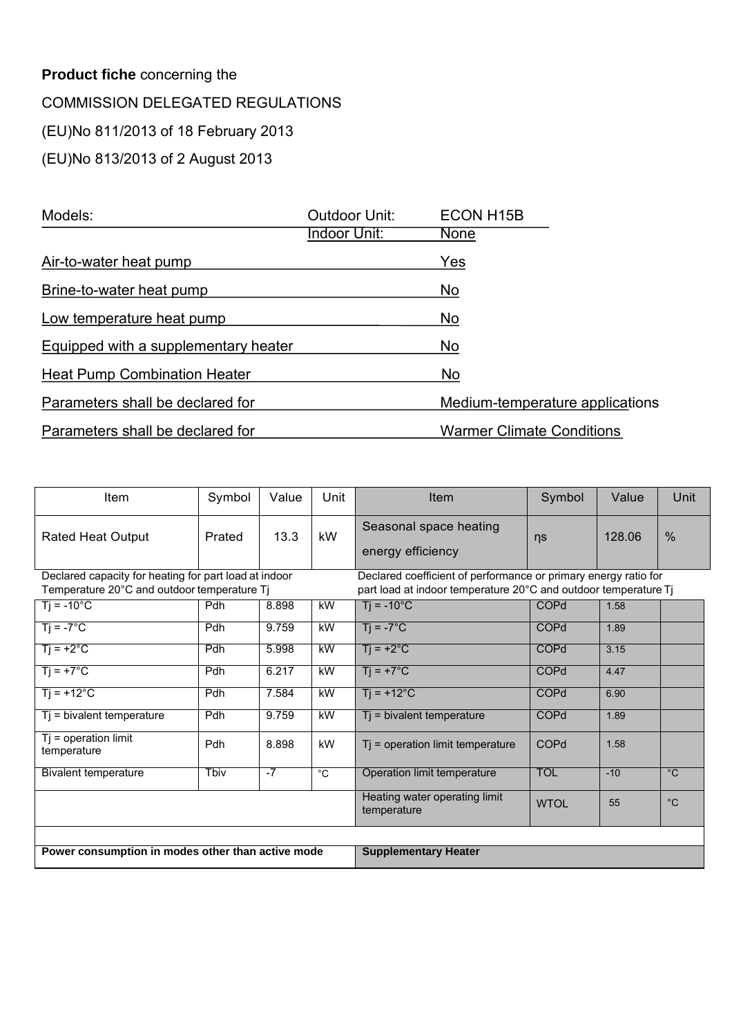**Product fiche** concerning the

COMMISSION DELEGATED REGULATIONS

(EU)No 811/2013 of 18 February 2013

(EU)No 813/2013 of 2 August 2013

| Models: | Outdoor Unit: | ECON H15B |
|---|---|---|
| | Indoor Unit: | None |
| Air-to-water heat pump | | Yes |
| Brine-to-water heat pump | | No |
| Low temperature heat pump | | No |
| Equipped with a supplementary heater | | No |
| Heat Pump Combination Heater | | No |
| Parameters shall be declared for | | Medium-temperature applications |
| Parameters shall be declared for | | Warmer Climate Conditions |

| Item | Symbol | Value | Unit | Item | Symbol | Value | Unit |
|---|---|---|---|---|---|---|---|
| Rated Heat Output | Prated | 13.3 | kW | Seasonal space heating energy efficiency | ηs | 128.06 | % |
| Declared capacity for heating for part load at indoor Temperature 20°C and outdoor temperature Tj | | | | Declared coefficient of performance or primary energy ratio for part load at indoor temperature 20°C and outdoor temperature Tj | | | |
| Tj = -10°C | Pdh | 8.898 | kW | Tj = -10°C | COPd | 1.58 | |
| Tj = -7°C | Pdh | 9.759 | kW | Tj = -7°C | COPd | 1.89 | |
| Tj = +2°C | Pdh | 5.998 | kW | Tj = +2°C | COPd | 3.15 | |
| Tj = +7°C | Pdh | 6.217 | kW | Tj = +7°C | COPd | 4.47 | |
| Tj = +12°C | Pdh | 7.584 | kW | Tj = +12°C | COPd | 6.90 | |
| Tj = bivalent temperature | Pdh | 9.759 | kW | Tj = bivalent temperature | COPd | 1.89 | |
| Tj = operation limit temperature | Pdh | 8.898 | kW | Tj = operation limit temperature | COPd | 1.58 | |
| Bivalent temperature | Tbiv | -7 | °C | Operation limit temperature | TOL | -10 | °C |
| | | | | Heating water operating limit temperature | WTOL | 55 | °C |
| | | | | | | | |
| **Power consumption in modes other than active mode** | | | | **Supplementary Heater** | | | |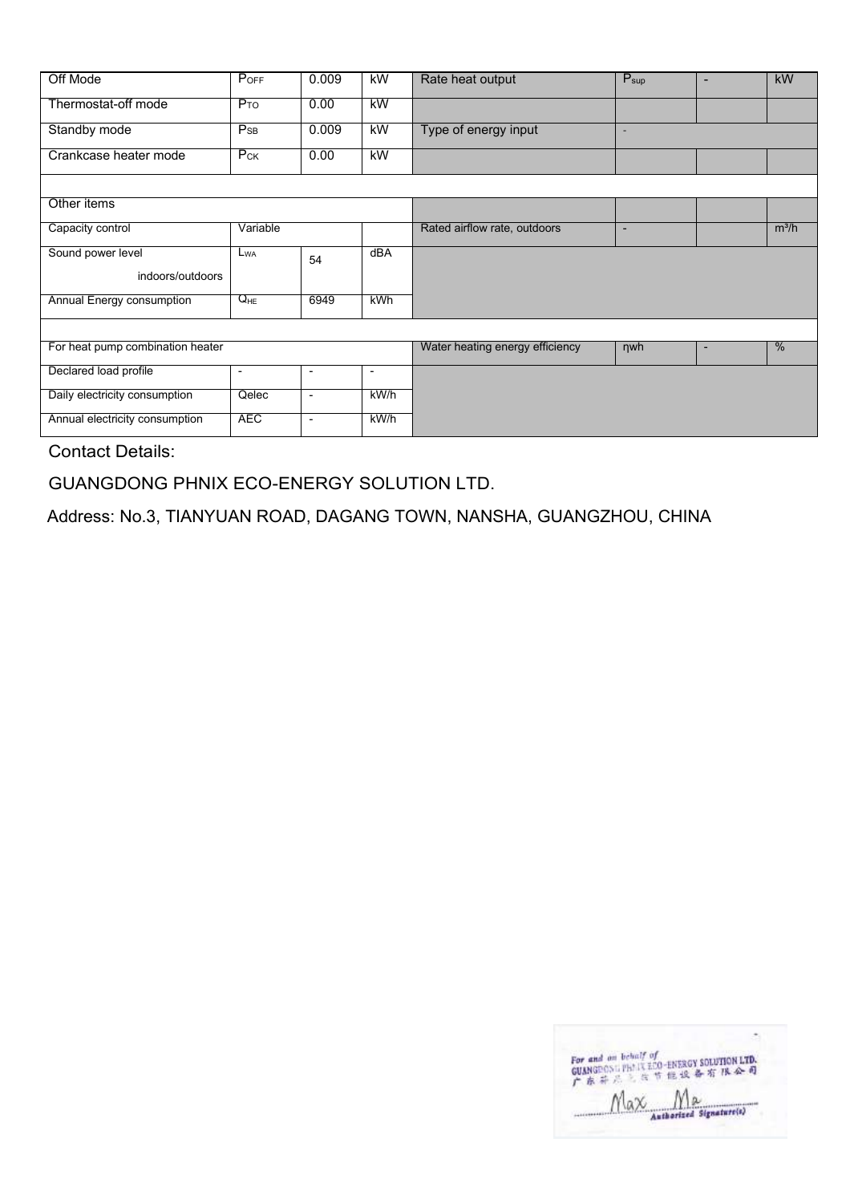| Off Mode | $P_{OFF}$ | 0.009 | kW | Rate heat output | $P_{sup}$ | - | kW |
|---|---|---|---|---|---|---|---|
| Thermostat-off mode | $P_{TO}$ | 0.00 | kW | | | | |
| Standby mode | $P_{SB}$ | 0.009 | kW | Type of energy input | - | | |
| Crankcase heater mode | $P_{CK}$ | 0.00 | kW | | | | |
| | | | | | | | |
| Other items | | | | | | | |
| Capacity control | Variable | | | Rated airflow rate, outdoors | - | | $m^3/h$ |
| Sound power level indoors/outdoors | $L_{WA}$ | 54 | dBA | | | | |
| Annual Energy consumption | $Q_{HE}$ | 6949 | kWh | | | | |
| | | | | | | | |
| For heat pump combination heater | | | | Water heating energy efficiency | ηwh | - | % |
| Declared load profile | - | - | - | | | | |
| Daily electricity consumption | Qelec | - | kW/h | | | | |
| Annual electricity consumption | AEC | - | kW/h | | | | |

Contact Details:

GUANGDONG PHNIX ECO-ENERGY SOLUTION LTD.

Address: No.3, TIANYUAN ROAD, DAGANG TOWN, NANSHA, GUANGZHOU, CHINA

For and on behalf of
GUANGDONG PHNIX ECO-ENERGY SOLUTION LTD.
广东芬尼克兹节能设备有限公司

Max Ma

Authorized Signature(s)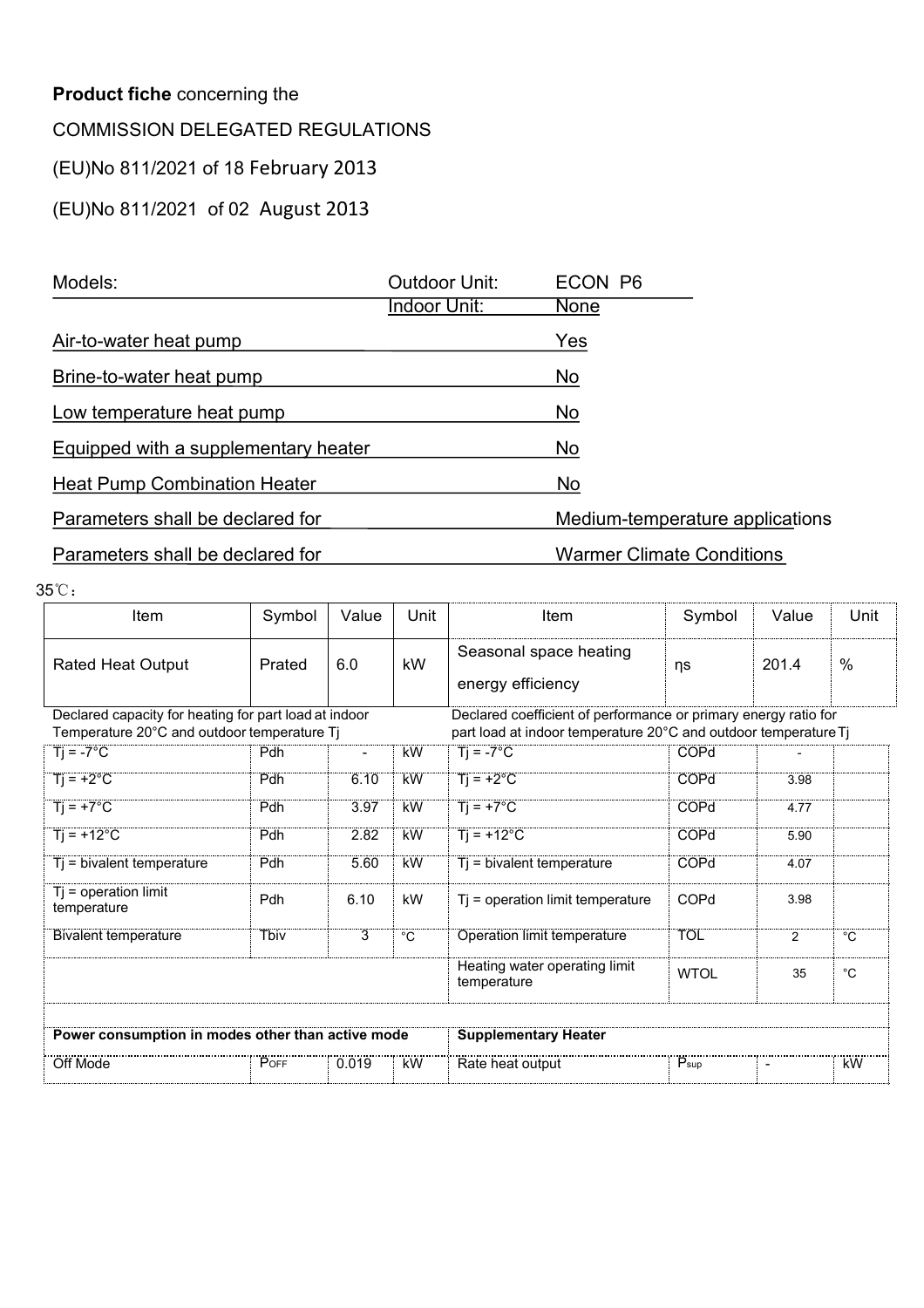**Product fiche** concerning the

COMMISSION DELEGATED REGULATIONS

(EU)No 811/2021 of 18 February 2013

(EU)No 811/2021 of 02 August 2013

| Models: | Outdoor Unit: | ECON P6 |
|---|---|---|
| | Indoor Unit: | None |
| Air-to-water heat pump | | Yes |
| Brine-to-water heat pump | | No |
| Low temperature heat pump | | No |
| Equipped with a supplementary heater | | No |
| Heat Pump Combination Heater | | No |
| Parameters shall be declared for | | Medium-temperature applications |
| Parameters shall be declared for | | Warmer Climate Conditions |

35℃：

| Item | Symbol | Value | Unit | Item | Symbol | Value | Unit |
|---|---|---|---|---|---|---|---|
| Rated Heat Output | Prated | 6.0 | kW | Seasonal space heating energy efficiency | ηs | 201.4 | % |
| Declared capacity for heating for part load at indoor Temperature 20°C and outdoor temperature Tj | | | | Declared coefficient of performance or primary energy ratio for part load at indoor temperature 20°C and outdoor temperature Tj | | | |
| Tj = -7°C | Pdh | - | kW | Tj = -7°C | COPd | - | |
| Tj = +2°C | Pdh | 6.10 | kW | Tj = +2°C | COPd | 3.98 | |
| Tj = +7°C | Pdh | 3.97 | kW | Tj = +7°C | COPd | 4.77 | |
| Tj = +12°C | Pdh | 2.82 | kW | Tj = +12°C | COPd | 5.90 | |
| Tj = bivalent temperature | Pdh | 5.60 | kW | Tj = bivalent temperature | COPd | 4.07 | |
| Tj = operation limit temperature | Pdh | 6.10 | kW | Tj = operation limit temperature | COPd | 3.98 | |
| Bivalent temperature | Tbiv | 3 | °C | Operation limit temperature | TOL | 2 | °C |
| | | | | Heating water operating limit temperature | WTOL | 35 | °C |
| | | | | | | | |
| **Power consumption in modes other than active mode** | | | | **Supplementary Heater** | | | |
| Off Mode | $P_{OFF}$ | 0.019 | kW | Rate heat output | $P_{sup}$ | - | kW |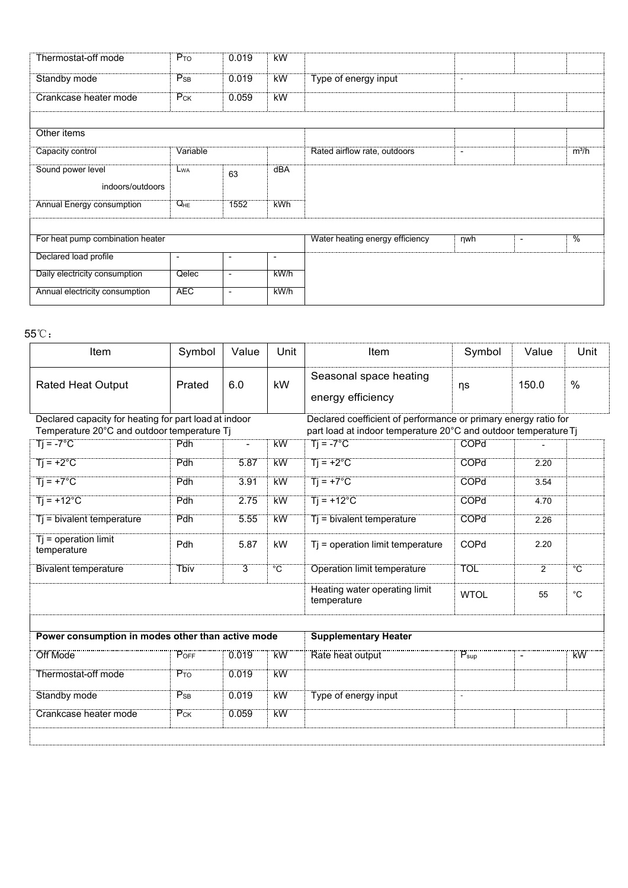| | | | | | | | |
|---|---|---|---|---|---|---|---|
| Thermostat-off mode | $P_{TO}$ | 0.019 | kW | | | | |
| Standby mode | $P_{SB}$ | 0.019 | kW | Type of energy input | - | | |
| Crankcase heater mode | $P_{CK}$ | 0.059 | kW | | | | |
| | | | | | | | |
| Other items | | | | | | | |
| Capacity control | Variable | | | Rated airflow rate, outdoors | - | | $m^3/h$ |
| Sound power level indoors/outdoors | $L_{WA}$ | 63 | dBA | | | | |
| Annual Energy consumption | $Q_{HE}$ | 1552 | kWh | | | | |
| | | | | | | | |
| For heat pump combination heater | | | | Water heating energy efficiency | ηwh | - | % |
| Declared load profile | - | - | - | | | | |
| Daily electricity consumption | Qelec | - | kW/h | | | | |
| Annual electricity consumption | AEC | - | kW/h | | | | |

55℃：

| Item | Symbol | Value | Unit | Item | Symbol | Value | Unit |
|---|---|---|---|---|---|---|---|
| Rated Heat Output | Prated | 6.0 | kW | Seasonal space heating energy efficiency | ηs | 150.0 | % |
| Declared capacity for heating for part load at indoor Temperature 20°C and outdoor temperature Tj | | | | Declared coefficient of performance or primary energy ratio for part load at indoor temperature 20°C and outdoor temperature Tj | | | |
| Tj = -7°C | Pdh | - | kW | Tj = -7°C | COPd | - | |
| Tj = +2°C | Pdh | 5.87 | kW | Tj = +2°C | COPd | 2.20 | |
| Tj = +7°C | Pdh | 3.91 | kW | Tj = +7°C | COPd | 3.54 | |
| Tj = +12°C | Pdh | 2.75 | kW | Tj = +12°C | COPd | 4.70 | |
| Tj = bivalent temperature | Pdh | 5.55 | kW | Tj = bivalent temperature | COPd | 2.26 | |
| Tj = operation limit temperature | Pdh | 5.87 | kW | Tj = operation limit temperature | COPd | 2.20 | |
| Bivalent temperature | Tbiv | 3 | °C | Operation limit temperature | TOL | 2 | °C |
| | | | | Heating water operating limit temperature | WTOL | 55 | °C |
| | | | | | | | |
| **Power consumption in modes other than active mode** | | | | **Supplementary Heater** | | | |
| Off Mode | $P_{OFF}$ | 0.019 | kW | Rate heat output | $P_{sup}$ | - | kW |
| Thermostat-off mode | $P_{TO}$ | 0.019 | kW | | | | |
| Standby mode | $P_{SB}$ | 0.019 | kW | Type of energy input | - | | |
| Crankcase heater mode | $P_{CK}$ | 0.059 | kW | | | | |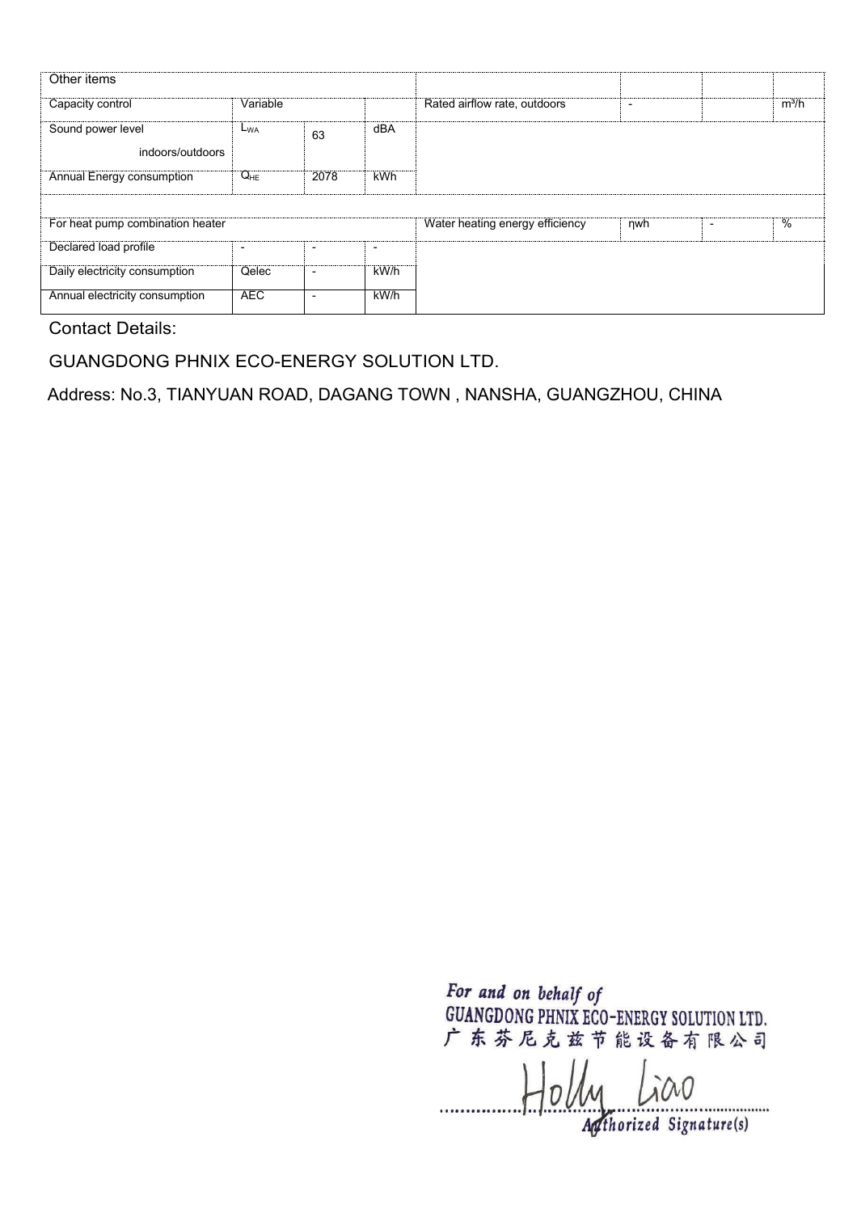| Other items | | | | | | | |
|---|---|---|---|---|---|---|---|
| Capacity control | Variable | | | Rated airflow rate, outdoors | - | | $m^3/h$ |
| Sound power level indoors/outdoors | $L_{WA}$ | 63 | dBA | | | | |
| Annual Energy consumption | $Q_{HE}$ | 2078 | kWh | | | | |
| | | | | | | | |
| For heat pump combination heater | | | | Water heating energy efficiency | ηwh | - | % |
| Declared load profile | - | - | - | | | | |
| Daily electricity consumption | Qelec | - | kW/h | | | | |
| Annual electricity consumption | AEC | - | kW/h | | | | |

Contact Details:

GUANGDONG PHNIX ECO-ENERGY SOLUTION LTD.

Address: No.3, TIANYUAN ROAD, DAGANG TOWN , NANSHA, GUANGZHOU, CHINA

For and on behalf of
GUANGDONG PHNIX ECO-ENERGY SOLUTION LTD.
广东芬尼克兹节能设备有限公司

Holly Liao

Authorized Signature(s)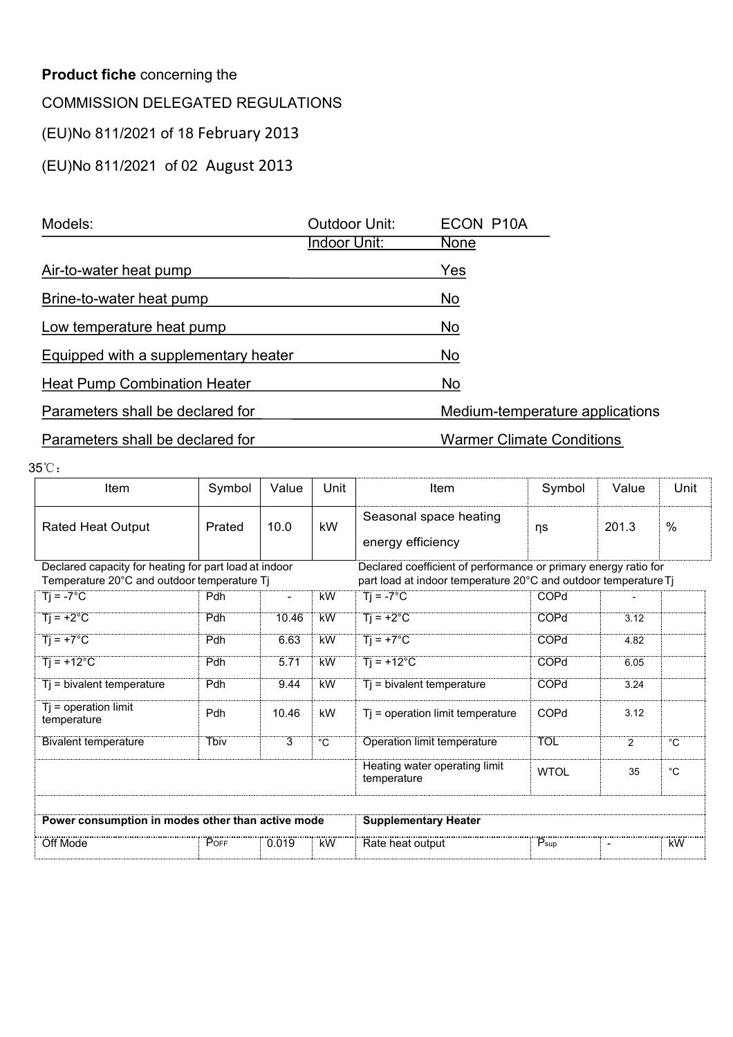**Product fiche** concerning the

COMMISSION DELEGATED REGULATIONS

(EU)No 811/2021 of 18 February 2013

(EU)No 811/2021 of 02 August 2013

| Models: | Outdoor Unit: | ECON P10A |
|---|---|---|
| | Indoor Unit: | None |
| Air-to-water heat pump | | Yes |
| Brine-to-water heat pump | | No |
| Low temperature heat pump | | No |
| Equipped with a supplementary heater | | No |
| Heat Pump Combination Heater | | No |
| Parameters shall be declared for | | Medium-temperature applications |
| Parameters shall be declared for | | Warmer Climate Conditions |

35℃：

| Item | Symbol | Value | Unit | Item | Symbol | Value | Unit |
|---|---|---|---|---|---|---|---|
| Rated Heat Output | Prated | 10.0 | kW | Seasonal space heating energy efficiency | ηs | 201.3 | % |
| Declared capacity for heating for part load at indoor Temperature 20°C and outdoor temperature Tj | | | | Declared coefficient of performance or primary energy ratio for part load at indoor temperature 20°C and outdoor temperature Tj | | | |
| Tj = -7°C | Pdh | - | kW | Tj = -7°C | COPd | - | |
| Tj = +2°C | Pdh | 10.46 | kW | Tj = +2°C | COPd | 3.12 | |
| Tj = +7°C | Pdh | 6.63 | kW | Tj = +7°C | COPd | 4.82 | |
| Tj = +12°C | Pdh | 5.71 | kW | Tj = +12°C | COPd | 6.05 | |
| Tj = bivalent temperature | Pdh | 9.44 | kW | Tj = bivalent temperature | COPd | 3.24 | |
| Tj = operation limit temperature | Pdh | 10.46 | kW | Tj = operation limit temperature | COPd | 3.12 | |
| Bivalent temperature | Tbiv | 3 | °C | Operation limit temperature | TOL | 2 | °C |
| | | | | Heating water operating limit temperature | WTOL | 35 | °C |
| | | | | | | | |
| **Power consumption in modes other than active mode** | | | | **Supplementary Heater** | | | |
| Off Mode | $P_{OFF}$ | 0.019 | kW | Rate heat output | $P_{sup}$ | - | kW |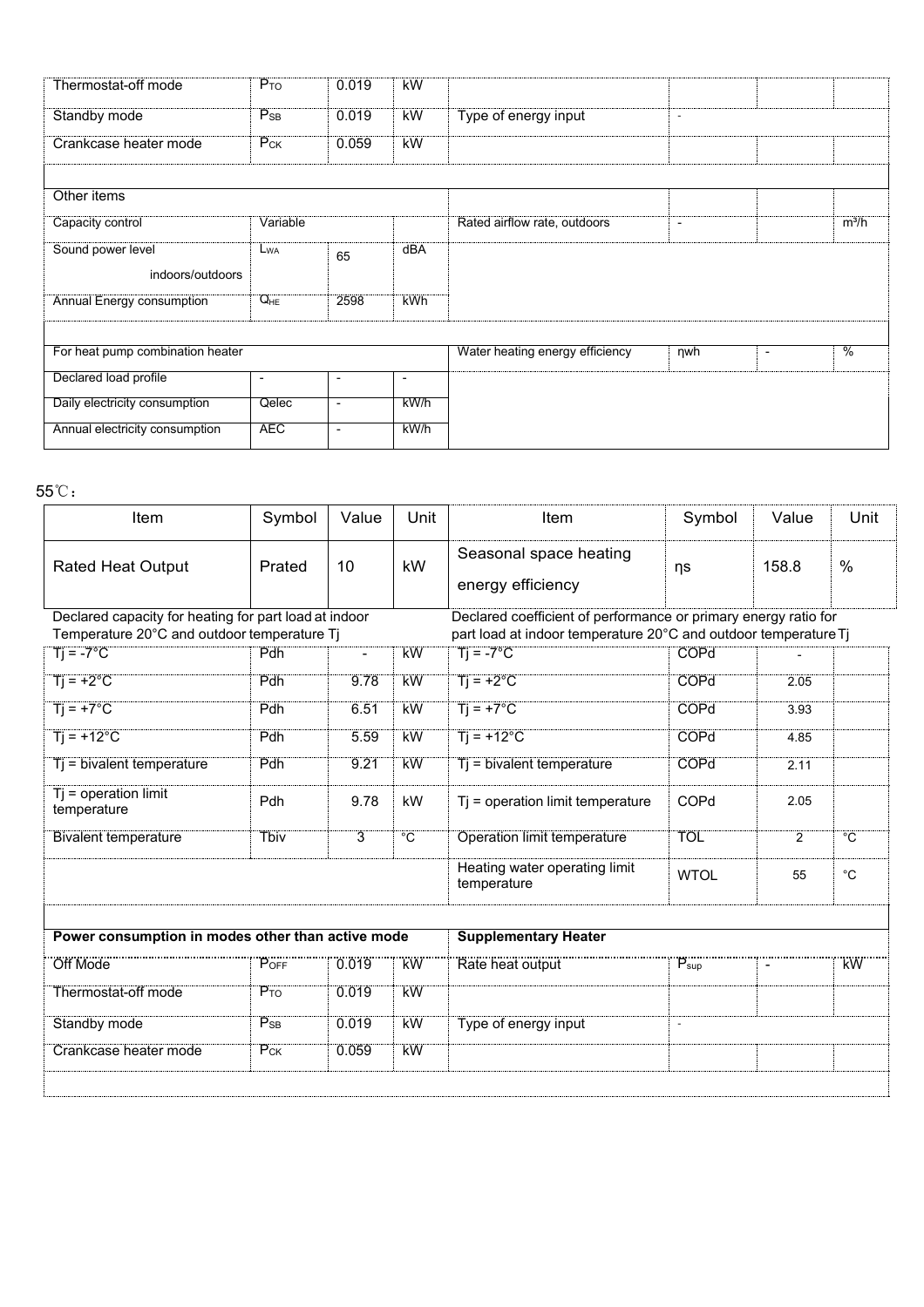| Thermostat-off mode | $P_{TO}$ | 0.019 | kW | | | | |
|---|---|---|---|---|---|---|---|
| Standby mode | $P_{SB}$ | 0.019 | kW | Type of energy input | - | | |
| Crankcase heater mode | $P_{CK}$ | 0.059 | kW | | | | |
| | | | | | | | |
| Other items | | | | | | | |
| Capacity control | Variable | | | Rated airflow rate, outdoors | - | | $m^3/h$ |
| Sound power level indoors/outdoors | $L_{WA}$ | 65 | dBA | | | | |
| Annual Energy consumption | $Q_{HE}$ | 2598 | kWh | | | | |
| | | | | | | | |
| For heat pump combination heater | | | | Water heating energy efficiency | ηwh | - | % |
| Declared load profile | - | - | - | | | | |
| Daily electricity consumption | Qelec | - | kW/h | | | | |
| Annual electricity consumption | AEC | - | kW/h | | | | |

55℃：

| Item | Symbol | Value | Unit | Item | Symbol | Value | Unit |
|---|---|---|---|---|---|---|---|
| Rated Heat Output | Prated | 10 | kW | Seasonal space heating energy efficiency | ηs | 158.8 | % |
| Declared capacity for heating for part load at indoor Temperature 20°C and outdoor temperature Tj | | | | Declared coefficient of performance or primary energy ratio for part load at indoor temperature 20°C and outdoor temperature Tj | | | |
| Tj = -7°C | Pdh | - | kW | Tj = -7°C | COPd | - | |
| Tj = +2°C | Pdh | 9.78 | kW | Tj = +2°C | COPd | 2.05 | |
| Tj = +7°C | Pdh | 6.51 | kW | Tj = +7°C | COPd | 3.93 | |
| Tj = +12°C | Pdh | 5.59 | kW | Tj = +12°C | COPd | 4.85 | |
| Tj = bivalent temperature | Pdh | 9.21 | kW | Tj = bivalent temperature | COPd | 2.11 | |
| Tj = operation limit temperature | Pdh | 9.78 | kW | Tj = operation limit temperature | COPd | 2.05 | |
| Bivalent temperature | Tbiv | 3 | °C | Operation limit temperature | TOL | 2 | °C |
| | | | | Heating water operating limit temperature | WTOL | 55 | °C |
| | | | | | | | |
| **Power consumption in modes other than active mode** | | | | **Supplementary Heater** | | | |
| Off Mode | $P_{OFF}$ | 0.019 | kW | Rate heat output | $P_{sup}$ | - | kW |
| Thermostat-off mode | $P_{TO}$ | 0.019 | kW | | | | |
| Standby mode | $P_{SB}$ | 0.019 | kW | Type of energy input | - | | |
| Crankcase heater mode | $P_{CK}$ | 0.059 | kW | | | | |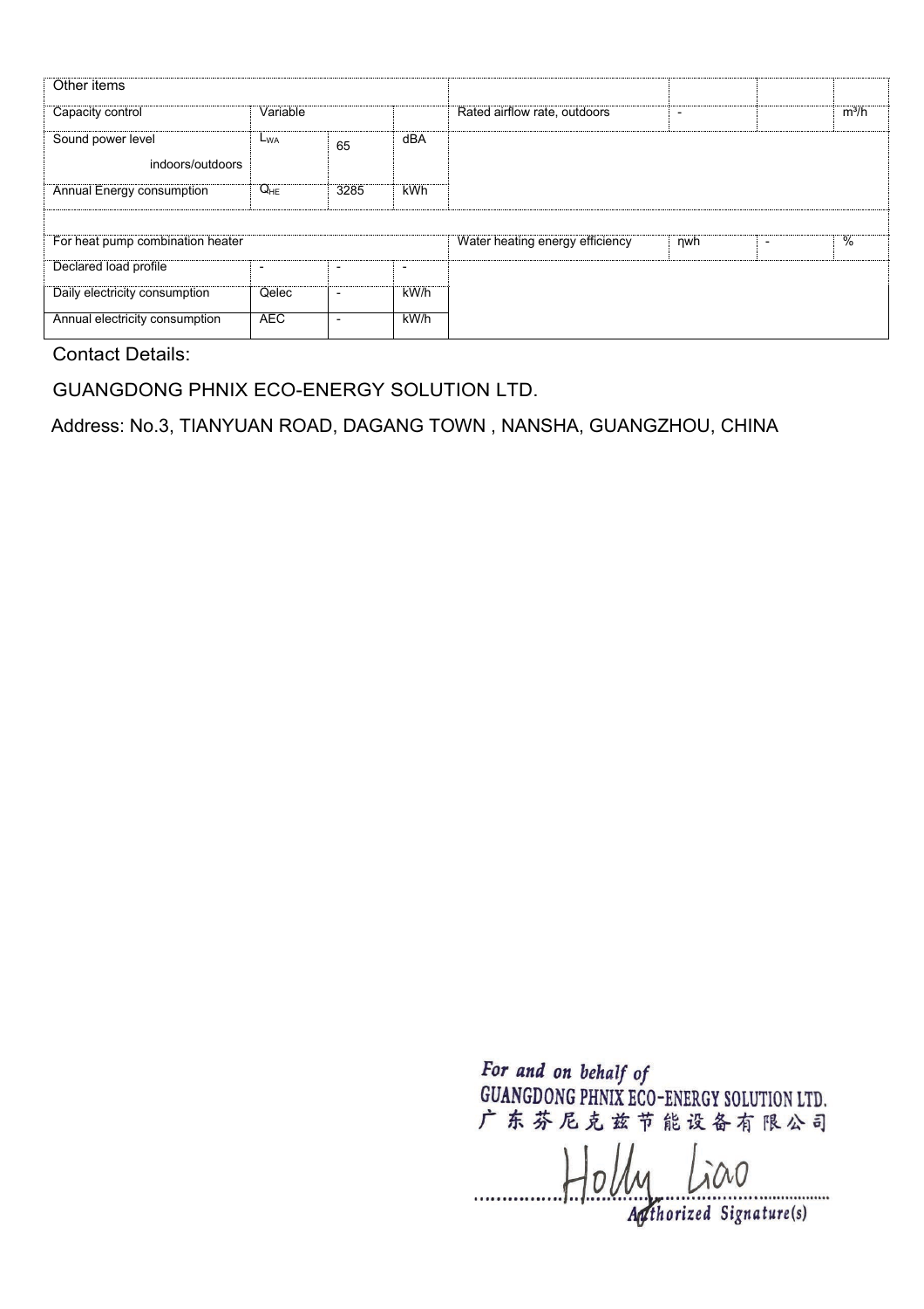| Other items | | | | | | | |
| --- | --- | --- | --- | --- | --- | --- | --- |
| Capacity control | Variable | | | Rated airflow rate, outdoors | - | | $m^3/h$ |
| Sound power level indoors/outdoors | $L_{WA}$ | 65 | dBA | | | | |
| Annual Energy consumption | $Q_{HE}$ | 3285 | kWh | | | | |
| | | | | | | | |
| For heat pump combination heater | | | | Water heating energy efficiency | ηwh | - | % |
| Declared load profile | - | - | - | | | | |
| Daily electricity consumption | Qelec | - | kW/h | | | | |
| Annual electricity consumption | AEC | - | kW/h | | | | |

Contact Details:

GUANGDONG PHNIX ECO-ENERGY SOLUTION LTD.

Address: No.3, TIANYUAN ROAD, DAGANG TOWN , NANSHA, GUANGZHOU, CHINA

*For and on behalf of*
GUANGDONG PHNIX ECO-ENERGY SOLUTION LTD.
广东芬尼克兹节能设备有限公司

Holly Liao

*Authorized Signature(s)*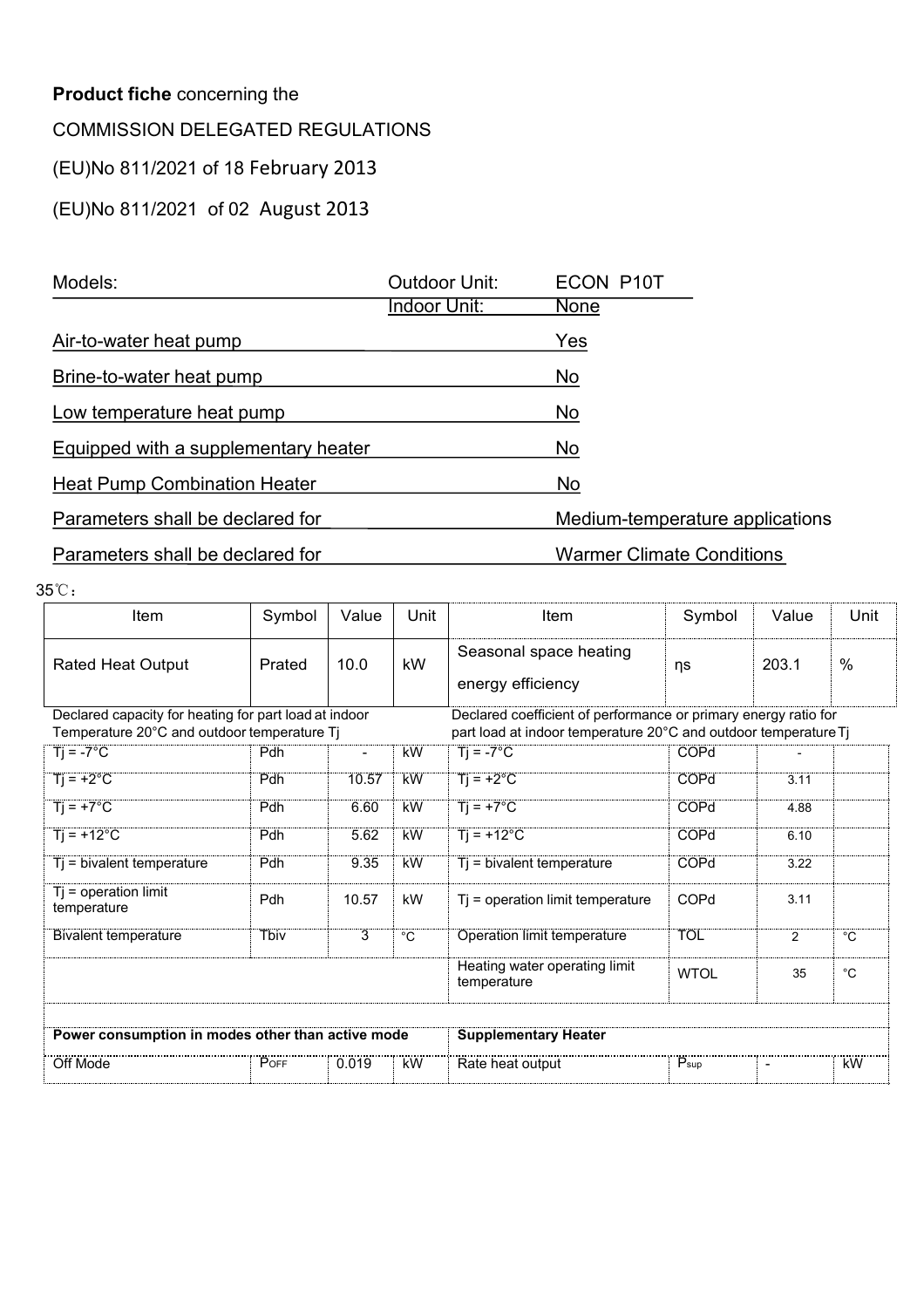**Product fiche** concerning the

COMMISSION DELEGATED REGULATIONS

(EU)No 811/2021 of 18 February 2013

(EU)No 811/2021 of 02 August 2013

| Models: | Outdoor Unit: | ECON P10T |
|---|---|---|
| | Indoor Unit: | None |
| Air-to-water heat pump | | Yes |
| Brine-to-water heat pump | | No |
| Low temperature heat pump | | No |
| Equipped with a supplementary heater | | No |
| Heat Pump Combination Heater | | No |
| Parameters shall be declared for | | Medium-temperature applications |
| Parameters shall be declared for | | Warmer Climate Conditions |

35℃：

| Item | Symbol | Value | Unit | Item | Symbol | Value | Unit |
|---|---|---|---|---|---|---|---|
| Rated Heat Output | Prated | 10.0 | kW | Seasonal space heating energy efficiency | ηs | 203.1 | % |
| Declared capacity for heating for part load at indoor Temperature 20°C and outdoor temperature Tj | | | | Declared coefficient of performance or primary energy ratio for part load at indoor temperature 20°C and outdoor temperature Tj | | | |
| Tj = -7°C | Pdh | - | kW | Tj = -7°C | COPd | - | |
| Tj = +2°C | Pdh | 10.57 | kW | Tj = +2°C | COPd | 3.11 | |
| Tj = +7°C | Pdh | 6.60 | kW | Tj = +7°C | COPd | 4.88 | |
| Tj = +12°C | Pdh | 5.62 | kW | Tj = +12°C | COPd | 6.10 | |
| Tj = bivalent temperature | Pdh | 9.35 | kW | Tj = bivalent temperature | COPd | 3.22 | |
| Tj = operation limit temperature | Pdh | 10.57 | kW | Tj = operation limit temperature | COPd | 3.11 | |
| Bivalent temperature | Tbiv | 3 | °C | Operation limit temperature | TOL | 2 | °C |
| | | | | Heating water operating limit temperature | WTOL | 35 | °C |
| | | | | | | | |
| **Power consumption in modes other than active mode** | | | | **Supplementary Heater** | | | |
| Off Mode | $P_{OFF}$ | 0.019 | kW | Rate heat output | $P_{sup}$ | - | kW |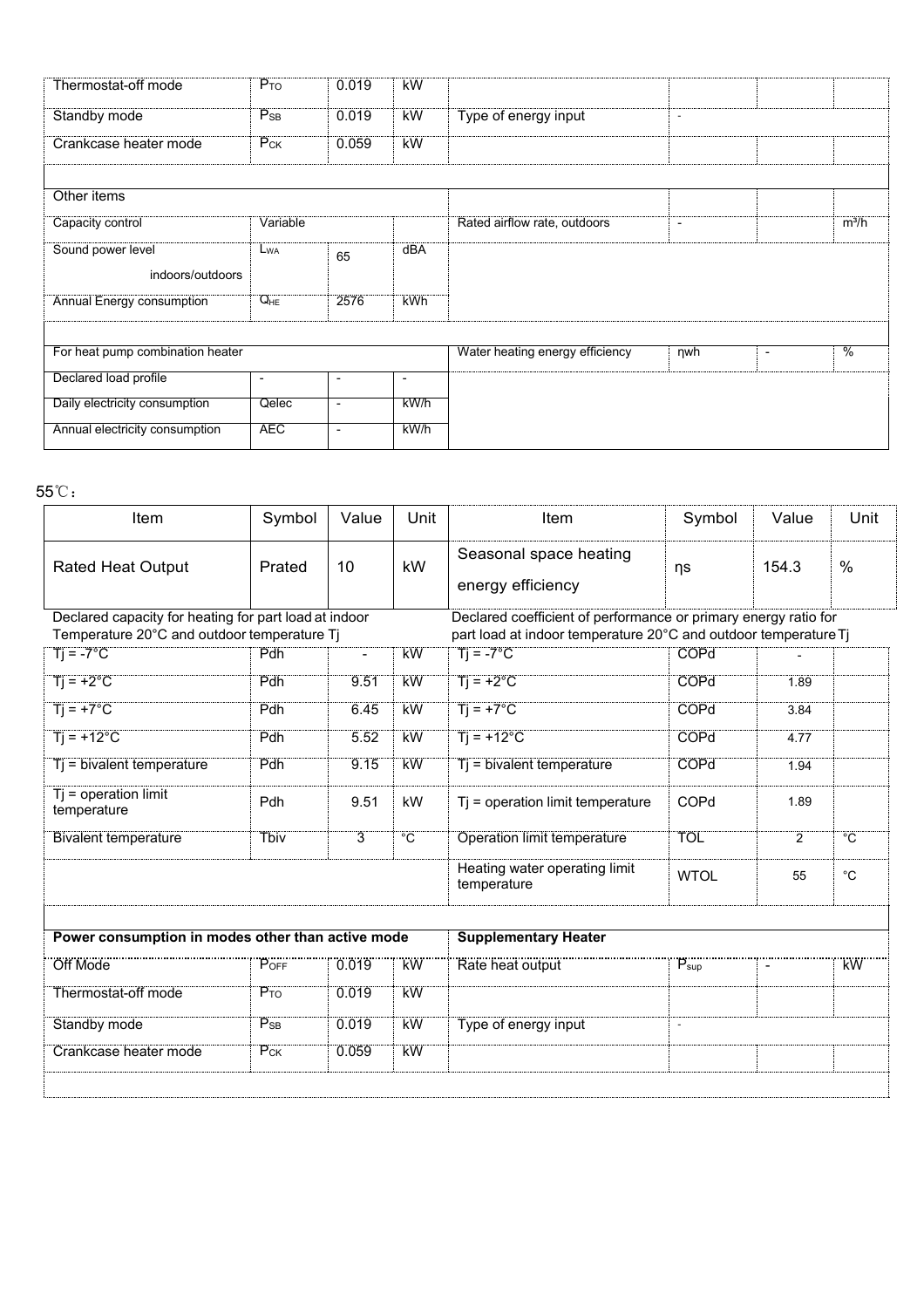| | | | | | | | |
|---|---|---|---|---|---|---|---|
| Thermostat-off mode | $P_{TO}$ | 0.019 | kW | | | | |
| Standby mode | $P_{SB}$ | 0.019 | kW | Type of energy input | - | | |
| Crankcase heater mode | $P_{CK}$ | 0.059 | kW | | | | |
| | | | | | | | |
| Other items | | | | | | | |
| Capacity control | Variable | | | Rated airflow rate, outdoors | - | | $m^3/h$ |
| Sound power level indoors/outdoors | $L_{WA}$ | 65 | dBA | | | | |
| Annual Energy consumption | $Q_{HE}$ | 2576 | kWh | | | | |
| | | | | | | | |
| For heat pump combination heater | | | | Water heating energy efficiency | ηwh | - | % |
| Declared load profile | - | - | - | | | | |
| Daily electricity consumption | Qelec | - | kW/h | | | | |
| Annual electricity consumption | AEC | - | kW/h | | | | |

55℃：

| Item | Symbol | Value | Unit | Item | Symbol | Value | Unit |
|---|---|---|---|---|---|---|---|
| Rated Heat Output | Prated | 10 | kW | Seasonal space heating energy efficiency | ηs | 154.3 | % |
| Declared capacity for heating for part load at indoor Temperature 20°C and outdoor temperature Tj | | | | Declared coefficient of performance or primary energy ratio for part load at indoor temperature 20°C and outdoor temperature Tj | | | |
| Tj = -7°C | Pdh | - | kW | Tj = -7°C | COPd | - | |
| Tj = +2°C | Pdh | 9.51 | kW | Tj = +2°C | COPd | 1.89 | |
| Tj = +7°C | Pdh | 6.45 | kW | Tj = +7°C | COPd | 3.84 | |
| Tj = +12°C | Pdh | 5.52 | kW | Tj = +12°C | COPd | 4.77 | |
| Tj = bivalent temperature | Pdh | 9.15 | kW | Tj = bivalent temperature | COPd | 1.94 | |
| Tj = operation limit temperature | Pdh | 9.51 | kW | Tj = operation limit temperature | COPd | 1.89 | |
| Bivalent temperature | Tbiv | 3 | °C | Operation limit temperature | TOL | 2 | °C |
| | | | | Heating water operating limit temperature | WTOL | 55 | °C |
| | | | | | | | |
| **Power consumption in modes other than active mode** | | | | **Supplementary Heater** | | | |
| Off Mode | $P_{OFF}$ | 0.019 | kW | Rate heat output | $P_{sup}$ | - | kW |
| Thermostat-off mode | $P_{TO}$ | 0.019 | kW | | | | |
| Standby mode | $P_{SB}$ | 0.019 | kW | Type of energy input | - | | |
| Crankcase heater mode | $P_{CK}$ | 0.059 | kW | | | | |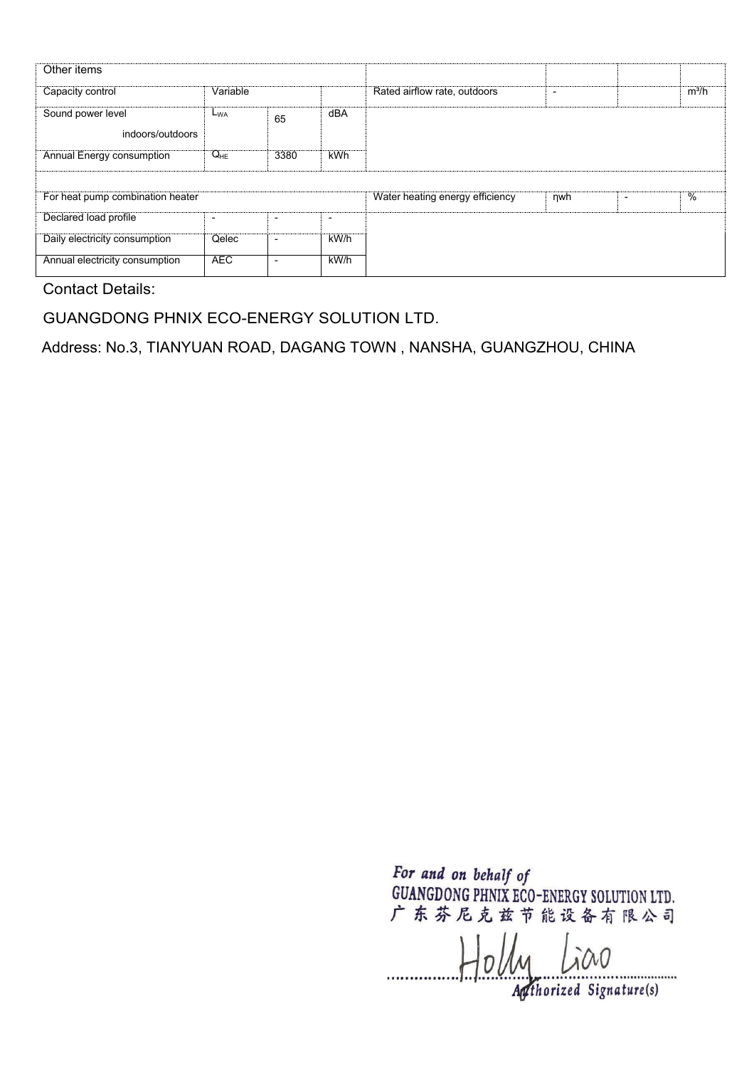| Other items | | | | | | | |
|---|---|---|---|---|---|---|---|
| Capacity control | Variable | | | Rated airflow rate, outdoors | - | | $m^3/h$ |
| Sound power level indoors/outdoors | $L_{WA}$ | 65 | dBA | | | | |
| Annual Energy consumption | $Q_{HE}$ | 3380 | kWh | | | | |
| | | | | | | | |
| For heat pump combination heater | | | | Water heating energy efficiency | ηwh | - | % |
| Declared load profile | - | - | - | | | | |
| Daily electricity consumption | Qelec | - | kW/h | | | | |
| Annual electricity consumption | AEC | - | kW/h | | | | |

Contact Details:

GUANGDONG PHNIX ECO-ENERGY SOLUTION LTD.

Address: No.3, TIANYUAN ROAD, DAGANG TOWN , NANSHA, GUANGZHOU, CHINA

*For and on behalf of*
GUANGDONG PHNIX ECO-ENERGY SOLUTION LTD.
广东芬尼克兹节能设备有限公司

Holly Liao

*Authorized Signature(s)*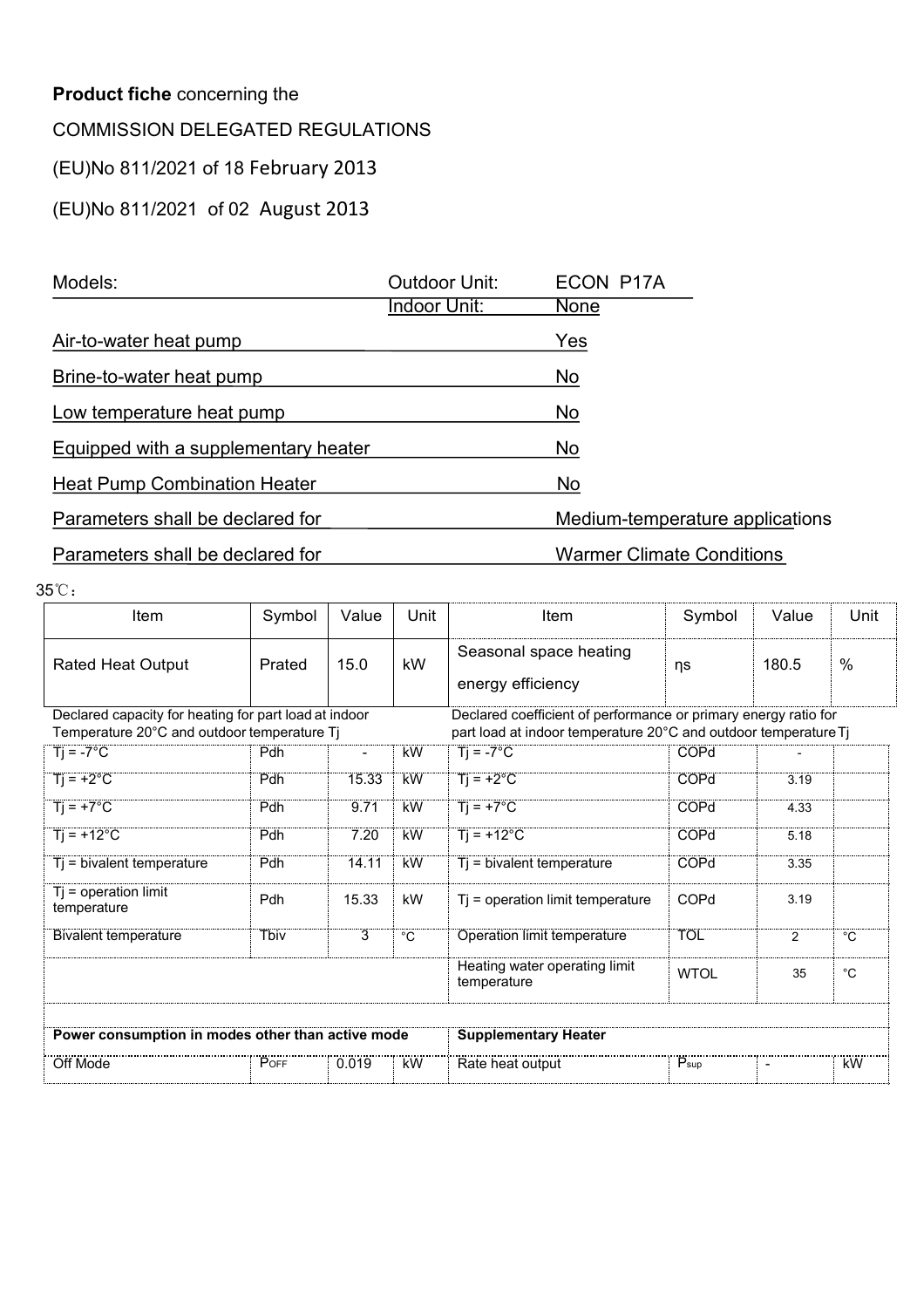**Product fiche** concerning the

COMMISSION DELEGATED REGULATIONS

(EU)No 811/2021 of 18 February 2013

(EU)No 811/2021 of 02 August 2013

| | | |
|---|---|---|
| Models: | Outdoor Unit: | ECON P17A |
| | Indoor Unit: | None |
| Air-to-water heat pump | | Yes |
| Brine-to-water heat pump | | No |
| Low temperature heat pump | | No |
| Equipped with a supplementary heater | | No |
| Heat Pump Combination Heater | | No |
| Parameters shall be declared for | | Medium-temperature applications |
| Parameters shall be declared for | | Warmer Climate Conditions |

35℃：

| Item | Symbol | Value | Unit | Item | Symbol | Value | Unit |
|---|---|---|---|---|---|---|---|
| Rated Heat Output | Prated | 15.0 | kW | Seasonal space heating energy efficiency | ηs | 180.5 | % |
| Declared capacity for heating for part load at indoor Temperature 20°C and outdoor temperature Tj | | | | Declared coefficient of performance or primary energy ratio for part load at indoor temperature 20°C and outdoor temperature Tj | | | |
| Tj = -7°C | Pdh | - | kW | Tj = -7°C | COPd | - | |
| Tj = +2°C | Pdh | 15.33 | kW | Tj = +2°C | COPd | 3.19 | |
| Tj = +7°C | Pdh | 9.71 | kW | Tj = +7°C | COPd | 4.33 | |
| Tj = +12°C | Pdh | 7.20 | kW | Tj = +12°C | COPd | 5.18 | |
| Tj = bivalent temperature | Pdh | 14.11 | kW | Tj = bivalent temperature | COPd | 3.35 | |
| Tj = operation limit temperature | Pdh | 15.33 | kW | Tj = operation limit temperature | COPd | 3.19 | |
| Bivalent temperature | Tbiv | 3 | °C | Operation limit temperature | TOL | 2 | °C |
| | | | | Heating water operating limit temperature | WTOL | 35 | °C |
| | | | | | | | |
| **Power consumption in modes other than active mode** | | | | **Supplementary Heater** | | | |
| Off Mode | $P_{OFF}$ | 0.019 | kW | Rate heat output | $P_{sup}$ | - | kW |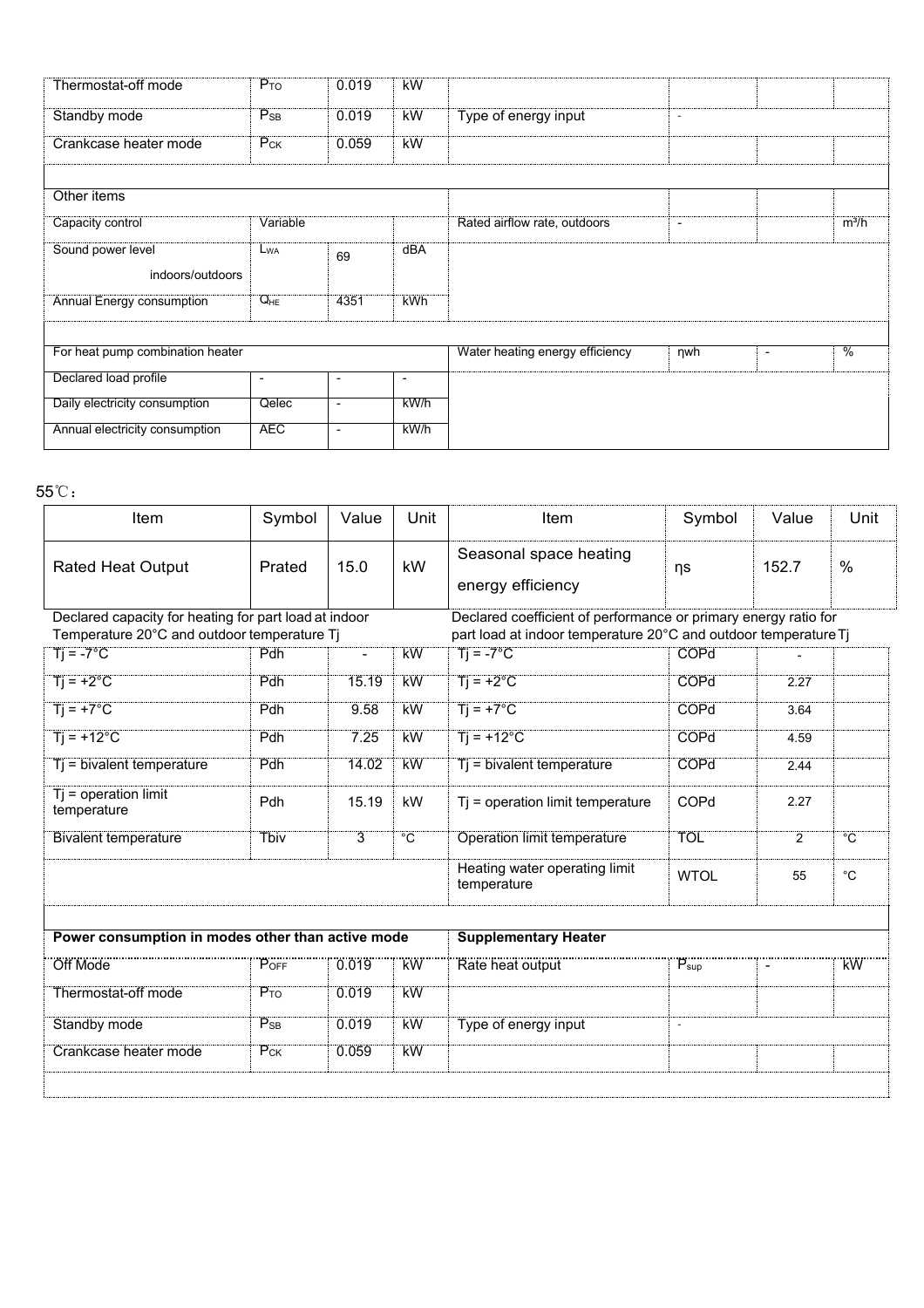| | | | | | | | |
|---|---|---|---|---|---|---|---|
| Thermostat-off mode | $P_{TO}$ | 0.019 | kW | | | | |
| Standby mode | $P_{SB}$ | 0.019 | kW | Type of energy input | - | | |
| Crankcase heater mode | $P_{CK}$ | 0.059 | kW | | | | |
| | | | | | | | |
| Other items | | | | | | | |
| Capacity control | Variable | | | Rated airflow rate, outdoors | - | | $m^3/h$ |
| Sound power level indoors/outdoors | $L_{WA}$ | 69 | dBA | | | | |
| Annual Energy consumption | $Q_{HE}$ | 4351 | kWh | | | | |
| | | | | | | | |
| For heat pump combination heater | | | | Water heating energy efficiency | ηwh | - | % |
| Declared load profile | - | - | - | | | | |
| Daily electricity consumption | Qelec | - | kW/h | | | | |
| Annual electricity consumption | AEC | - | kW/h | | | | |

55℃：

| Item | Symbol | Value | Unit | Item | Symbol | Value | Unit |
|---|---|---|---|---|---|---|---|
| Rated Heat Output | Prated | 15.0 | kW | Seasonal space heating energy efficiency | ηs | 152.7 | % |
| Declared capacity for heating for part load at indoor Temperature 20°C and outdoor temperature Tj | | | | Declared coefficient of performance or primary energy ratio for part load at indoor temperature 20°C and outdoor temperature Tj | | | |
| Tj = -7°C | Pdh | - | kW | Tj = -7°C | COPd | - | |
| Tj = +2°C | Pdh | 15.19 | kW | Tj = +2°C | COPd | 2.27 | |
| Tj = +7°C | Pdh | 9.58 | kW | Tj = +7°C | COPd | 3.64 | |
| Tj = +12°C | Pdh | 7.25 | kW | Tj = +12°C | COPd | 4.59 | |
| Tj = bivalent temperature | Pdh | 14.02 | kW | Tj = bivalent temperature | COPd | 2.44 | |
| Tj = operation limit temperature | Pdh | 15.19 | kW | Tj = operation limit temperature | COPd | 2.27 | |
| Bivalent temperature | Tbiv | 3 | °C | Operation limit temperature | TOL | 2 | °C |
| | | | | Heating water operating limit temperature | WTOL | 55 | °C |
| | | | | | | | |
| **Power consumption in modes other than active mode** | | | | **Supplementary Heater** | | | |
| Off Mode | $P_{OFF}$ | 0.019 | kW | Rate heat output | $P_{sup}$ | - | kW |
| Thermostat-off mode | $P_{TO}$ | 0.019 | kW | | | | |
| Standby mode | $P_{SB}$ | 0.019 | kW | Type of energy input | - | | |
| Crankcase heater mode | $P_{CK}$ | 0.059 | kW | | | | |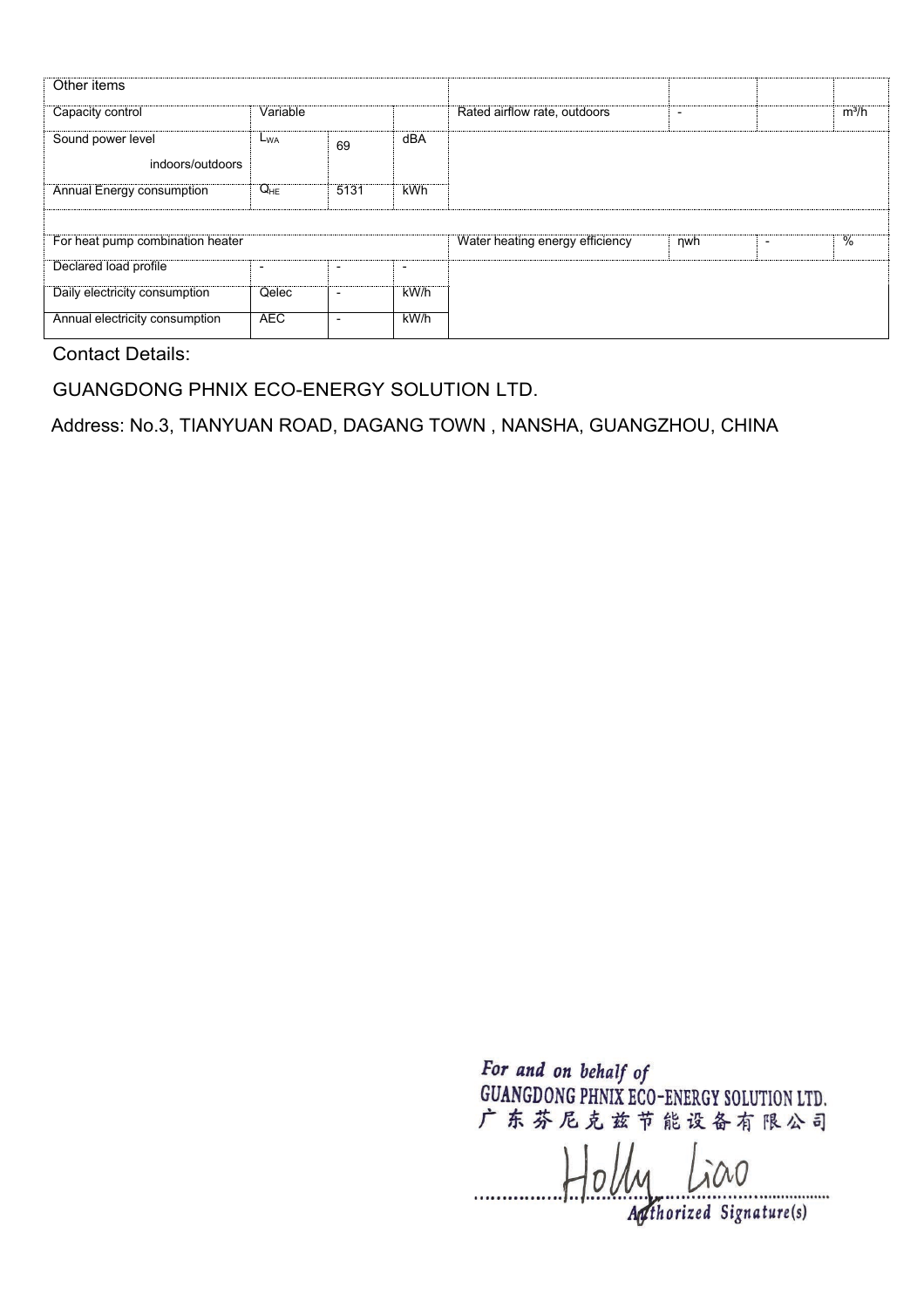| Other items | | | | | | | |
|---|---|---|---|---|---|---|---|
| Capacity control | Variable | | | Rated airflow rate, outdoors | - | | m³/h |
| Sound power level indoors/outdoors | $L_{WA}$ | 69 | dBA | | | | |
| Annual Energy consumption | $Q_{HE}$ | 5131 | kWh | | | | |
| | | | | | | | |
| For heat pump combination heater | | | | Water heating energy efficiency | ηwh | - | % |
| Declared load profile | - | - | - | | | | |
| Daily electricity consumption | Qelec | - | kW/h | | | | |
| Annual electricity consumption | AEC | - | kW/h | | | | |

Contact Details:

GUANGDONG PHNIX ECO-ENERGY SOLUTION LTD.

Address: No.3, TIANYUAN ROAD, DAGANG TOWN , NANSHA, GUANGZHOU, CHINA

For and on behalf of
GUANGDONG PHNIX ECO-ENERGY SOLUTION LTD.
广东芬尼克兹节能设备有限公司

Holly Liao

Authorized Signature(s)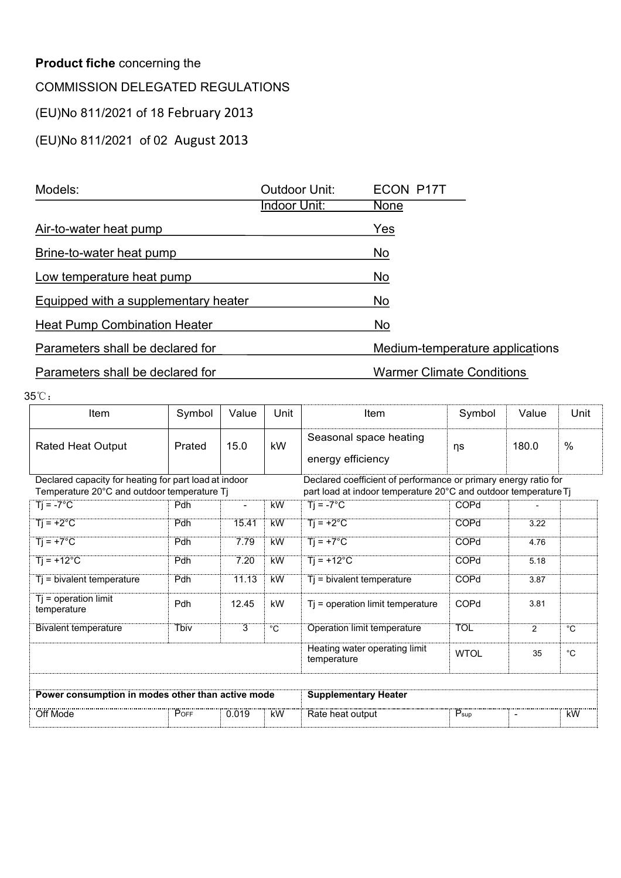**Product fiche** concerning the

COMMISSION DELEGATED REGULATIONS

(EU)No 811/2021 of 18 February 2013

(EU)No 811/2021 of 02 August 2013

| Models: | Outdoor Unit: | ECON P17T |
|---|---|---|
| | Indoor Unit: | None |
| Air-to-water heat pump | | Yes |
| Brine-to-water heat pump | | No |
| Low temperature heat pump | | No |
| Equipped with a supplementary heater | | No |
| Heat Pump Combination Heater | | No |
| Parameters shall be declared for | | Medium-temperature applications |
| Parameters shall be declared for | | Warmer Climate Conditions |

35℃：

| Item | Symbol | Value | Unit | Item | Symbol | Value | Unit |
|---|---|---|---|---|---|---|---|
| Rated Heat Output | Prated | 15.0 | kW | Seasonal space heating energy efficiency | ηs | 180.0 | % |
| Declared capacity for heating for part load at indoor Temperature 20°C and outdoor temperature Tj | | | | Declared coefficient of performance or primary energy ratio for part load at indoor temperature 20°C and outdoor temperature Tj | | | |
| Tj = -7°C | Pdh | - | kW | Tj = -7°C | COPd | - | |
| Tj = +2°C | Pdh | 15.41 | kW | Tj = +2°C | COPd | 3.22 | |
| Tj = +7°C | Pdh | 7.79 | kW | Tj = +7°C | COPd | 4.76 | |
| Tj = +12°C | Pdh | 7.20 | kW | Tj = +12°C | COPd | 5.18 | |
| Tj = bivalent temperature | Pdh | 11.13 | kW | Tj = bivalent temperature | COPd | 3.87 | |
| Tj = operation limit temperature | Pdh | 12.45 | kW | Tj = operation limit temperature | COPd | 3.81 | |
| Bivalent temperature | Tbiv | 3 | °C | Operation limit temperature | TOL | 2 | °C |
| | | | | Heating water operating limit temperature | WTOL | 35 | °C |
| | | | | | | | |
| **Power consumption in modes other than active mode** | | | | **Supplementary Heater** | | | |
| Off Mode | $P_{OFF}$ | 0.019 | kW | Rate heat output | $P_{sup}$ | - | kW |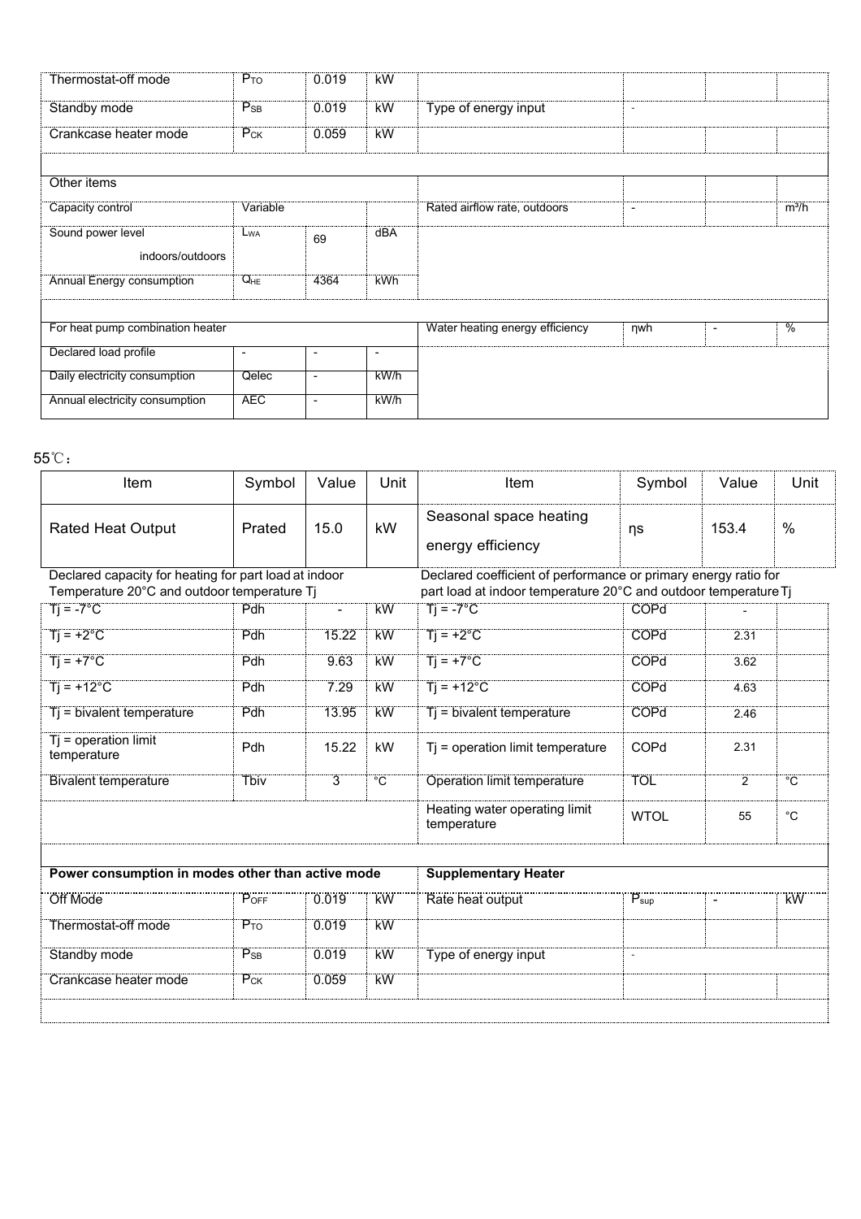| | | | | | | | |
|---|---|---|---|---|---|---|---|
| Thermostat-off mode | $P_{TO}$ | 0.019 | kW | | | | |
| Standby mode | $P_{SB}$ | 0.019 | kW | Type of energy input | - | | |
| Crankcase heater mode | $P_{CK}$ | 0.059 | kW | | | | |
| | | | | | | | |
| Other items | | | | | | | |
| Capacity control | Variable | | | Rated airflow rate, outdoors | - | | $m^3/h$ |
| Sound power level indoors/outdoors | $L_{WA}$ | 69 | dBA | | | | |
| Annual Energy consumption | $Q_{HE}$ | 4364 | kWh | | | | |
| | | | | | | | |
| For heat pump combination heater | | | | Water heating energy efficiency | ηwh | - | % |
| Declared load profile | - | - | - | | | | |
| Daily electricity consumption | Qelec | - | kW/h | | | | |
| Annual electricity consumption | AEC | - | kW/h | | | | |

55℃：

| Item | Symbol | Value | Unit | Item | Symbol | Value | Unit |
|---|---|---|---|---|---|---|---|
| Rated Heat Output | Prated | 15.0 | kW | Seasonal space heating energy efficiency | ηs | 153.4 | % |
| Declared capacity for heating for part load at indoor Temperature 20°C and outdoor temperature Tj | | | | Declared coefficient of performance or primary energy ratio for part load at indoor temperature 20°C and outdoor temperature Tj | | | |
| Tj = -7°C | Pdh | - | kW | Tj = -7°C | COPd | - | |
| Tj = +2°C | Pdh | 15.22 | kW | Tj = +2°C | COPd | 2.31 | |
| Tj = +7°C | Pdh | 9.63 | kW | Tj = +7°C | COPd | 3.62 | |
| Tj = +12°C | Pdh | 7.29 | kW | Tj = +12°C | COPd | 4.63 | |
| Tj = bivalent temperature | Pdh | 13.95 | kW | Tj = bivalent temperature | COPd | 2.46 | |
| Tj = operation limit temperature | Pdh | 15.22 | kW | Tj = operation limit temperature | COPd | 2.31 | |
| Bivalent temperature | Tbiv | 3 | °C | Operation limit temperature | TOL | 2 | °C |
| | | | | Heating water operating limit temperature | WTOL | 55 | °C |
| | | | | | | | |
| **Power consumption in modes other than active mode** | | | | **Supplementary Heater** | | | |
| Off Mode | $P_{OFF}$ | 0.019 | kW | Rate heat output | $P_{sup}$ | - | kW |
| Thermostat-off mode | $P_{TO}$ | 0.019 | kW | | | | |
| Standby mode | $P_{SB}$ | 0.019 | kW | Type of energy input | - | | |
| Crankcase heater mode | $P_{CK}$ | 0.059 | kW | | | | |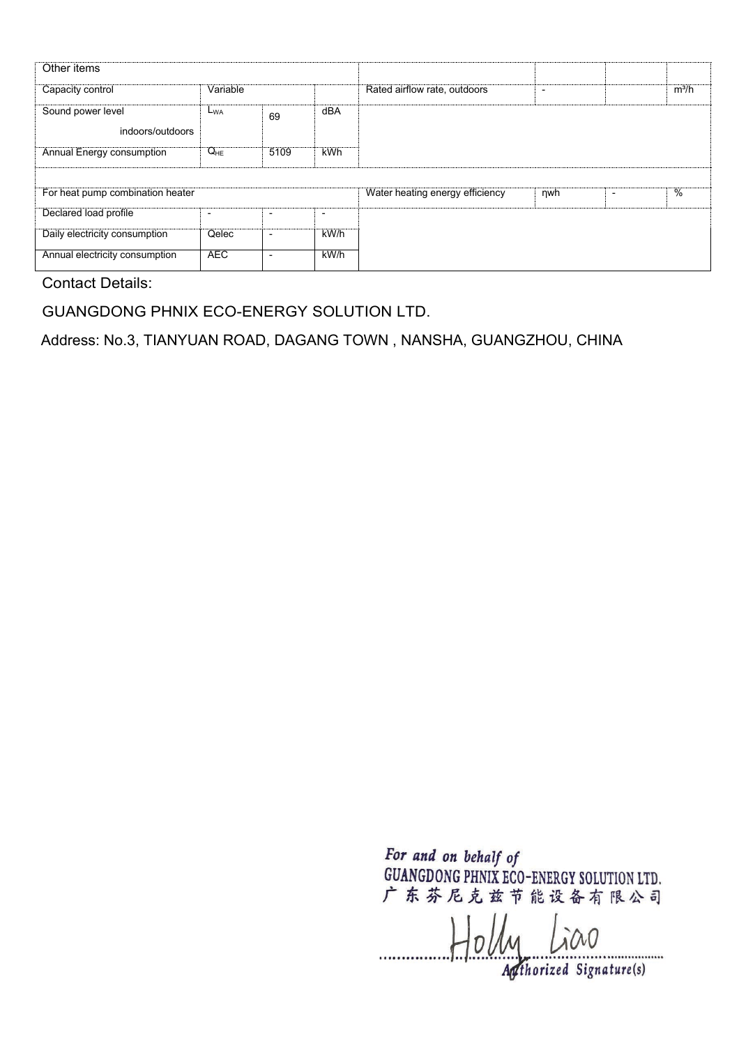| Other items | | | | | | | |
| --- | --- | --- | --- | --- | --- | --- | --- |
| Capacity control | Variable | | | Rated airflow rate, outdoors | - | | $m^3/h$ |
| Sound power level indoors/outdoors | $L_{WA}$ | 69 | dBA | | | | |
| Annual Energy consumption | $Q_{HE}$ | 5109 | kWh | | | | |
| | | | | | | | |
| For heat pump combination heater | | | | Water heating energy efficiency | ηwh | - | % |
| Declared load profile | - | - | - | | | | |
| Daily electricity consumption | Qelec | - | kW/h | | | | |
| Annual electricity consumption | AEC | - | kW/h | | | | |

Contact Details:

GUANGDONG PHNIX ECO-ENERGY SOLUTION LTD.

Address: No.3, TIANYUAN ROAD, DAGANG TOWN , NANSHA, GUANGZHOU, CHINA

*For and on behalf of*
GUANGDONG PHNIX ECO-ENERGY SOLUTION LTD.
广东芬尼克兹节能设备有限公司

Holly Liao

*Authorized Signature(s)*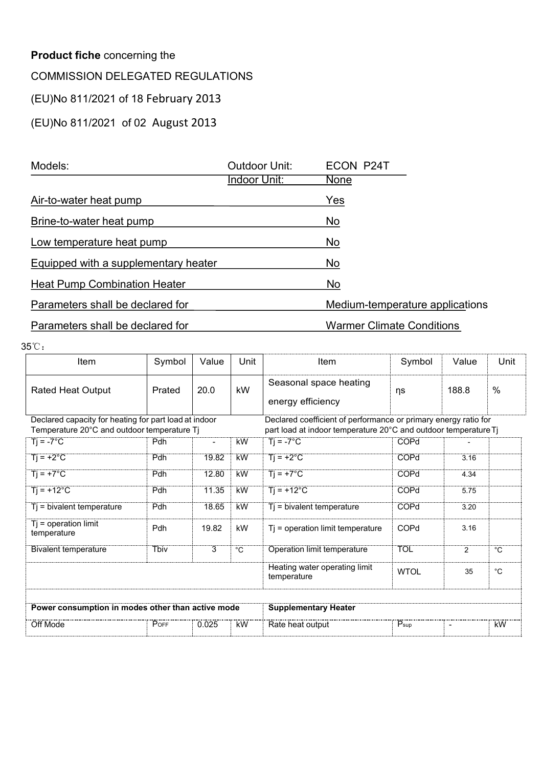**Product fiche** concerning the

COMMISSION DELEGATED REGULATIONS

(EU)No 811/2021 of 18 February 2013

(EU)No 811/2021 of 02 August 2013

| Models: | Outdoor Unit: | ECON P24T |
|---|---|---|
| | Indoor Unit: | None |
| Air-to-water heat pump | | Yes |
| Brine-to-water heat pump | | No |
| Low temperature heat pump | | No |
| Equipped with a supplementary heater | | No |
| Heat Pump Combination Heater | | No |
| Parameters shall be declared for | | Medium-temperature applications |
| Parameters shall be declared for | | Warmer Climate Conditions |

35℃：

| Item | Symbol | Value | Unit | Item | Symbol | Value | Unit |
|---|---|---|---|---|---|---|---|
| Rated Heat Output | Prated | 20.0 | kW | Seasonal space heating energy efficiency | ηs | 188.8 | % |
| Declared capacity for heating for part load at indoor Temperature 20°C and outdoor temperature Tj | | | | Declared coefficient of performance or primary energy ratio for part load at indoor temperature 20°C and outdoor temperature Tj | | | |
| Tj = -7°C | Pdh | - | kW | Tj = -7°C | COPd | - | |
| Tj = +2°C | Pdh | 19.82 | kW | Tj = +2°C | COPd | 3.16 | |
| Tj = +7°C | Pdh | 12.80 | kW | Tj = +7°C | COPd | 4.34 | |
| Tj = +12°C | Pdh | 11.35 | kW | Tj = +12°C | COPd | 5.75 | |
| Tj = bivalent temperature | Pdh | 18.65 | kW | Tj = bivalent temperature | COPd | 3.20 | |
| Tj = operation limit temperature | Pdh | 19.82 | kW | Tj = operation limit temperature | COPd | 3.16 | |
| Bivalent temperature | Tbiv | 3 | °C | Operation limit temperature | TOL | 2 | °C |
| | | | | Heating water operating limit temperature | WTOL | 35 | °C |
| | | | | | | | |
| **Power consumption in modes other than active mode** | | | | **Supplementary Heater** | | | |
| Off Mode | $P_{OFF}$ | 0.025 | kW | Rate heat output | $P_{sup}$ | - | kW |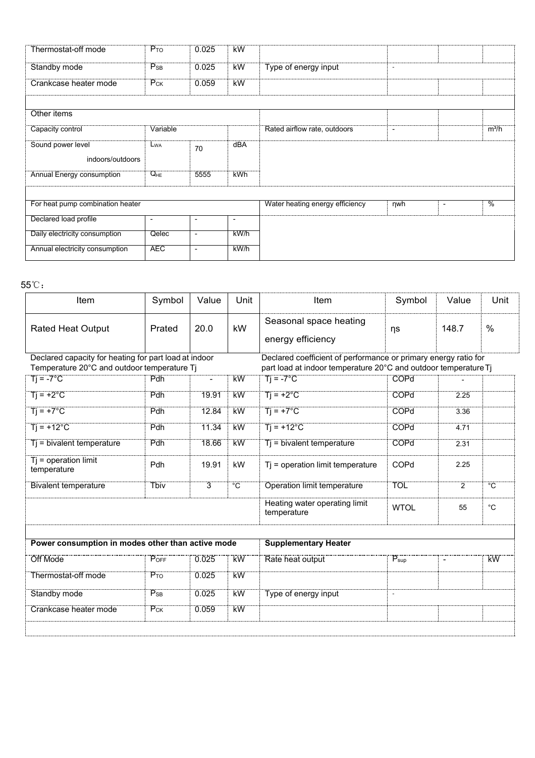| Thermostat-off mode | $P_{TO}$ | 0.025 | kW | | | | |
|---|---|---|---|---|---|---|---|
| Standby mode | $P_{SB}$ | 0.025 | kW | Type of energy input | - | | |
| Crankcase heater mode | $P_{CK}$ | 0.059 | kW | | | | |
| | | | | | | | |
| Other items | | | | | | | |
| Capacity control | Variable | | | Rated airflow rate, outdoors | - | | $m^3/h$ |
| Sound power level indoors/outdoors | $L_{WA}$ | 70 | dBA | | | | |
| Annual Energy consumption | $Q_{HE}$ | 5555 | kWh | | | | |
| | | | | | | | |
| For heat pump combination heater | | | | Water heating energy efficiency | ηwh | - | % |
| Declared load profile | - | - | - | | | | |
| Daily electricity consumption | Qelec | - | kW/h | | | | |
| Annual electricity consumption | AEC | - | kW/h | | | | |

55℃：

| Item | Symbol | Value | Unit | Item | Symbol | Value | Unit |
|---|---|---|---|---|---|---|---|
| Rated Heat Output | Prated | 20.0 | kW | Seasonal space heating energy efficiency | ηs | 148.7 | % |
| Declared capacity for heating for part load at indoor Temperature 20°C and outdoor temperature Tj | | | | Declared coefficient of performance or primary energy ratio for part load at indoor temperature 20°C and outdoor temperature Tj | | | |
| Tj = -7°C | Pdh | - | kW | Tj = -7°C | COPd | - | |
| Tj = +2°C | Pdh | 19.91 | kW | Tj = +2°C | COPd | 2.25 | |
| Tj = +7°C | Pdh | 12.84 | kW | Tj = +7°C | COPd | 3.36 | |
| Tj = +12°C | Pdh | 11.34 | kW | Tj = +12°C | COPd | 4.71 | |
| Tj = bivalent temperature | Pdh | 18.66 | kW | Tj = bivalent temperature | COPd | 2.31 | |
| Tj = operation limit temperature | Pdh | 19.91 | kW | Tj = operation limit temperature | COPd | 2.25 | |
| Bivalent temperature | Tbiv | 3 | °C | Operation limit temperature | TOL | 2 | °C |
| | | | | Heating water operating limit temperature | WTOL | 55 | °C |
| | | | | | | | |
| **Power consumption in modes other than active mode** | | | | **Supplementary Heater** | | | |
| Off Mode | $P_{OFF}$ | 0.025 | kW | Rate heat output | $P_{sup}$ | - | kW |
| Thermostat-off mode | $P_{TO}$ | 0.025 | kW | | | | |
| Standby mode | $P_{SB}$ | 0.025 | kW | Type of energy input | - | | |
| Crankcase heater mode | $P_{CK}$ | 0.059 | kW | | | | |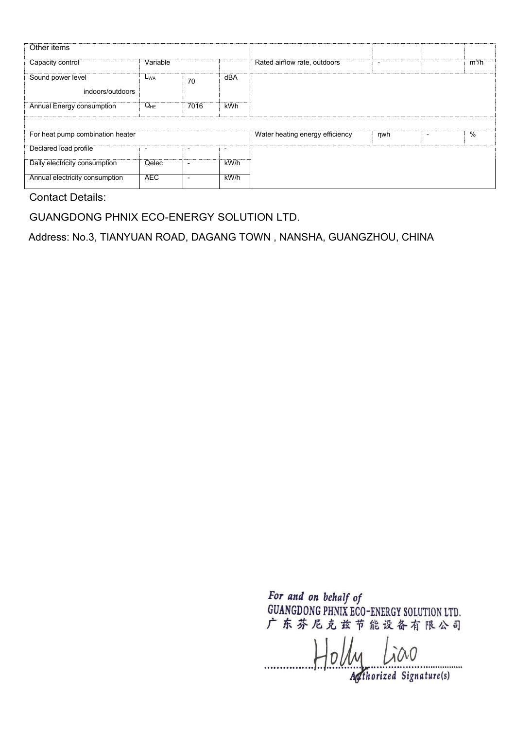| | | | | | | | |
|---|---|---|---|---|---|---|---|
| Other items | | | | | | | |
| Capacity control | Variable | | | Rated airflow rate, outdoors | - | | $m^3/h$ |
| Sound power level<br>indoors/outdoors | $L_{WA}$ | 70 | dBA | | | | |
| Annual Energy consumption | $Q_{HE}$ | 7016 | kWh | | | | |
| | | | | | | | |
| For heat pump combination heater | | | | Water heating energy efficiency | ηwh | - | % |
| Declared load profile | - | - | - | | | | |
| Daily electricity consumption | Qelec | - | kW/h | | | | |
| Annual electricity consumption | AEC | - | kW/h | | | | |

Contact Details:

GUANGDONG PHNIX ECO-ENERGY SOLUTION LTD.

Address: No.3, TIANYUAN ROAD, DAGANG TOWN , NANSHA, GUANGZHOU, CHINA

For and on behalf of
GUANGDONG PHNIX ECO-ENERGY SOLUTION LTD.
广东芬尼克兹节能设备有限公司

Holly Liao

Authorized Signature(s)